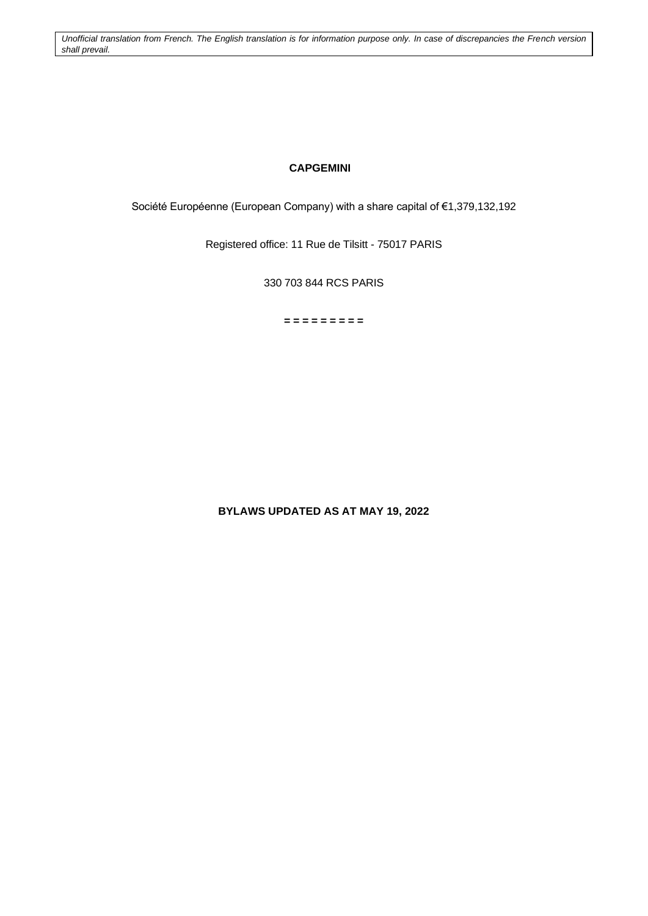*Unofficial translation from French. The English translation is for information purpose only. In case of discrepancies the French version shall prevail.*

# CAPGEMINI

Société Européenne (European Company) with a share capital of €1,379,132,192

Registered office: 11 Rue de Tilsitt - 75017 PARIS

330 703 844 RCS PARIS

= = = = = = = = =

## BYLAWS UPDATED AS AT MAY 19, 2022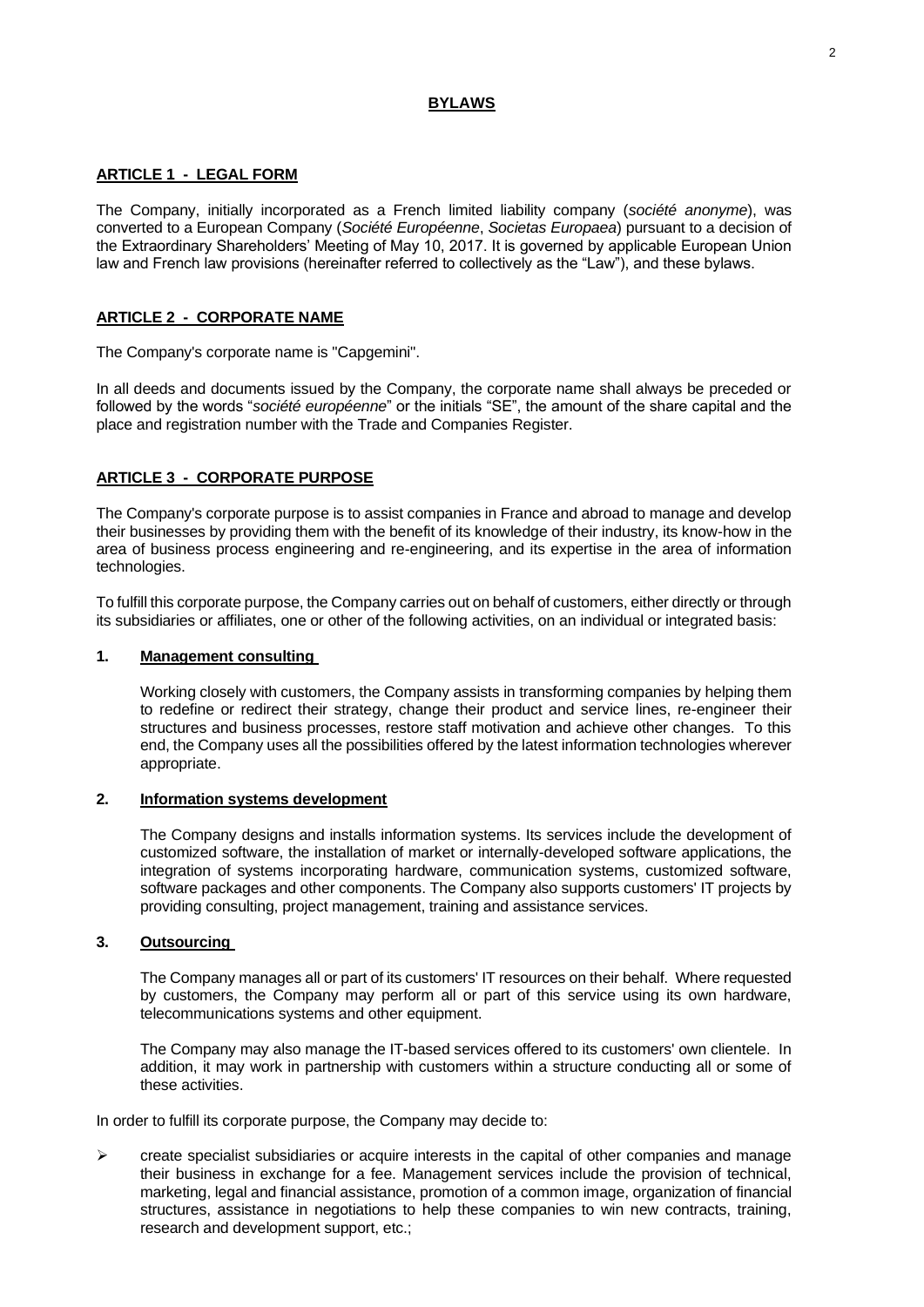# BYLAWS

## ARTICLE 1 - LEGAL FORM

The Company, initially incorporated as a French limited liability company (*société anonyme*), was converted to a European Company (*Société Européenne*, *Societas Europaea*) pursuant to a decision of the Extraordinary Shareholders' Meeting of May 10, 2017. It is governed by applicable European Union law and French law provisions (hereinafter referred to collectively as the "Law"), and these bylaws.

## ARTICLE 2 - CORPORATE NAME

The Company's corporate name is "Capgemini".

In all deeds and documents issued by the Company, the corporate name shall always be preceded or followed by the words "*société européenne*" or the initials "SE", the amount of the share capital and the place and registration number with the Trade and Companies Register.

## ARTICLE 3 - CORPORATE PURPOSE

The Company's corporate purpose is to assist companies in France and abroad to manage and develop their businesses by providing them with the benefit of its knowledge of their industry, its know-how in the area of business process engineering and re-engineering, and its expertise in the area of information technologies.

To fulfill this corporate purpose, the Company carries out on behalf of customers, either directly or through its subsidiaries or affiliates, one or other of the following activities, on an individual or integrated basis:

### 1. Management consulting

Working closely with customers, the Company assists in transforming companies by helping them to redefine or redirect their strategy, change their product and service lines, re-engineer their structures and business processes, restore staff motivation and achieve other changes. To this end, the Company uses all the possibilities offered by the latest information technologies wherever appropriate.

### 2. Information systems development

The Company designs and installs information systems. Its services include the development of customized software, the installation of market or internally-developed software applications, the integration of systems incorporating hardware, communication systems, customized software, software packages and other components. The Company also supports customers' IT projects by providing consulting, project management, training and assistance services.

### 3. Outsourcing

The Company manages all or part of its customers' IT resources on their behalf. Where requested by customers, the Company may perform all or part of this service using its own hardware, telecommunications systems and other equipment.

The Company may also manage the IT-based services offered to its customers' own clientele. In addition, it may work in partnership with customers within a structure conducting all or some of these activities.

In order to fulfill its corporate purpose, the Company may decide to:

- create specialist subsidiaries or acquire interests in the capital of other companies and manage their business in exchange for a fee. Management services include the provision of technical, marketing, legal and financial assistance, promotion of a common image, organization of financial structures, assistance in negotiations to help these companies to win new contracts, training, research and development support, etc.;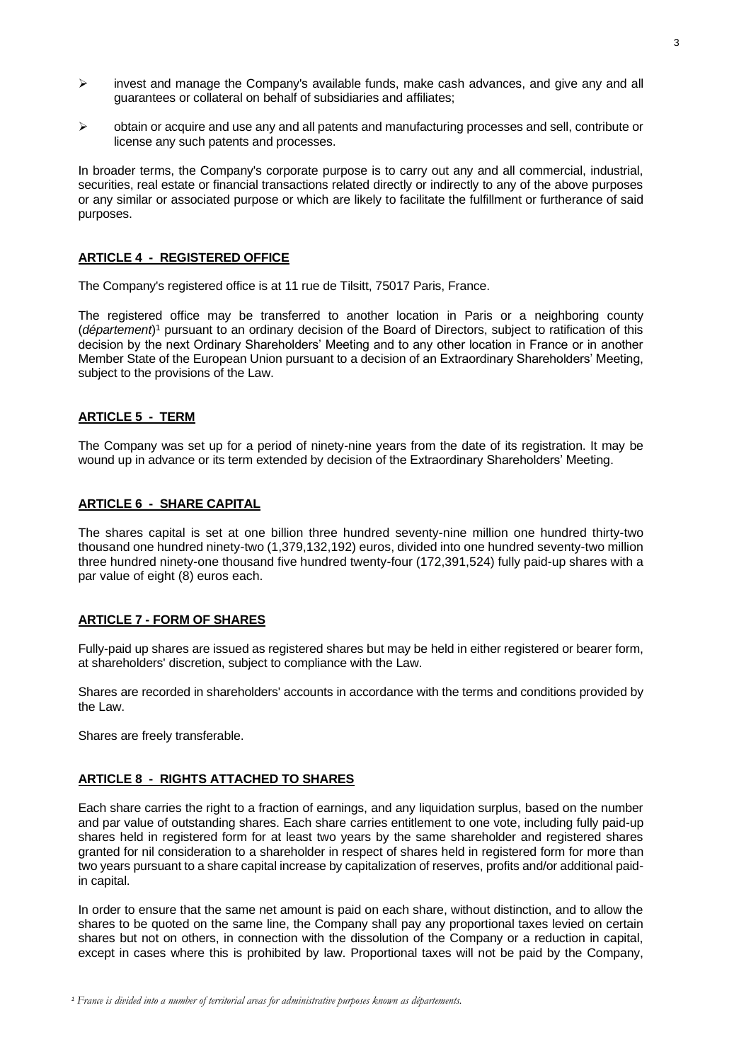- invest and manage the Company's available funds, make cash advances, and give any and all guarantees or collateral on behalf of subsidiaries and affiliates;

- obtain or acquire and use any and all patents and manufacturing processes and sell, contribute or license any such patents and processes.

In broader terms, the Company's corporate purpose is to carry out any and all commercial, industrial, securities, real estate or financial transactions related directly or indirectly to any of the above purposes or any similar or associated purpose or which are likely to facilitate the fulfillment or furtherance of said purposes.

## ARTICLE 4 - REGISTERED OFFICE

The Company's registered office is at 11 rue de Tilsitt, 75017 Paris, France.

The registered office may be transferred to another location in Paris or a neighboring county (*département*)[1] pursuant to an ordinary decision of the Board of Directors, subject to ratification of this decision by the next Ordinary Shareholders' Meeting and to any other location in France or in another Member State of the European Union pursuant to a decision of an Extraordinary Shareholders' Meeting, subject to the provisions of the Law.

## ARTICLE 5 - TERM

The Company was set up for a period of ninety-nine years from the date of its registration. It may be wound up in advance or its term extended by decision of the Extraordinary Shareholders' Meeting.

## ARTICLE 6 - SHARE CAPITAL

The shares capital is set at one billion three hundred seventy-nine million one hundred thirty-two thousand one hundred ninety-two (1,379,132,192) euros, divided into one hundred seventy-two million three hundred ninety-one thousand five hundred twenty-four (172,391,524) fully paid-up shares with a par value of eight (8) euros each.

## ARTICLE 7 - FORM OF SHARES

Fully-paid up shares are issued as registered shares but may be held in either registered or bearer form, at shareholders' discretion, subject to compliance with the Law.

Shares are recorded in shareholders' accounts in accordance with the terms and conditions provided by the Law.

Shares are freely transferable.

## ARTICLE 8 - RIGHTS ATTACHED TO SHARES

Each share carries the right to a fraction of earnings, and any liquidation surplus, based on the number and par value of outstanding shares. Each share carries entitlement to one vote, including fully paid-up shares held in registered form for at least two years by the same shareholder and registered shares granted for nil consideration to a shareholder in respect of shares held in registered form for more than two years pursuant to a share capital increase by capitalization of reserves, profits and/or additional paid-in capital.

In order to ensure that the same net amount is paid on each share, without distinction, and to allow the shares to be quoted on the same line, the Company shall pay any proportional taxes levied on certain shares but not on others, in connection with the dissolution of the Company or a reduction in capital, except in cases where this is prohibited by law. Proportional taxes will not be paid by the Company,

[1] *France is divided into a number of territorial areas for administrative purposes known as départements.*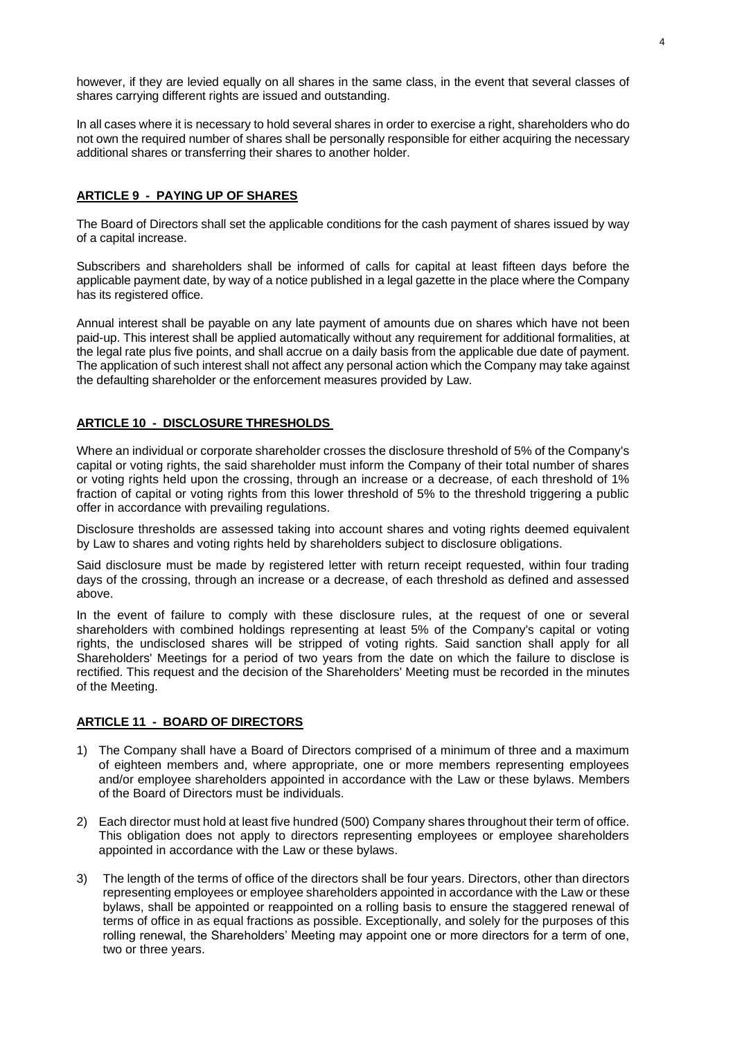however, if they are levied equally on all shares in the same class, in the event that several classes of shares carrying different rights are issued and outstanding.

In all cases where it is necessary to hold several shares in order to exercise a right, shareholders who do not own the required number of shares shall be personally responsible for either acquiring the necessary additional shares or transferring their shares to another holder.

## ARTICLE 9 - PAYING UP OF SHARES

The Board of Directors shall set the applicable conditions for the cash payment of shares issued by way of a capital increase.

Subscribers and shareholders shall be informed of calls for capital at least fifteen days before the applicable payment date, by way of a notice published in a legal gazette in the place where the Company has its registered office.

Annual interest shall be payable on any late payment of amounts due on shares which have not been paid-up. This interest shall be applied automatically without any requirement for additional formalities, at the legal rate plus five points, and shall accrue on a daily basis from the applicable due date of payment. The application of such interest shall not affect any personal action which the Company may take against the defaulting shareholder or the enforcement measures provided by Law.

## ARTICLE 10 - DISCLOSURE THRESHOLDS

Where an individual or corporate shareholder crosses the disclosure threshold of 5% of the Company's capital or voting rights, the said shareholder must inform the Company of their total number of shares or voting rights held upon the crossing, through an increase or a decrease, of each threshold of 1% fraction of capital or voting rights from this lower threshold of 5% to the threshold triggering a public offer in accordance with prevailing regulations.

Disclosure thresholds are assessed taking into account shares and voting rights deemed equivalent by Law to shares and voting rights held by shareholders subject to disclosure obligations.

Said disclosure must be made by registered letter with return receipt requested, within four trading days of the crossing, through an increase or a decrease, of each threshold as defined and assessed above.

In the event of failure to comply with these disclosure rules, at the request of one or several shareholders with combined holdings representing at least 5% of the Company's capital or voting rights, the undisclosed shares will be stripped of voting rights. Said sanction shall apply for all Shareholders' Meetings for a period of two years from the date on which the failure to disclose is rectified. This request and the decision of the Shareholders' Meeting must be recorded in the minutes of the Meeting.

## ARTICLE 11 - BOARD OF DIRECTORS

1) The Company shall have a Board of Directors comprised of a minimum of three and a maximum of eighteen members and, where appropriate, one or more members representing employees and/or employee shareholders appointed in accordance with the Law or these bylaws. Members of the Board of Directors must be individuals.

2) Each director must hold at least five hundred (500) Company shares throughout their term of office. This obligation does not apply to directors representing employees or employee shareholders appointed in accordance with the Law or these bylaws.

3) The length of the terms of office of the directors shall be four years. Directors, other than directors representing employees or employee shareholders appointed in accordance with the Law or these bylaws, shall be appointed or reappointed on a rolling basis to ensure the staggered renewal of terms of office in as equal fractions as possible. Exceptionally, and solely for the purposes of this rolling renewal, the Shareholders' Meeting may appoint one or more directors for a term of one, two or three years.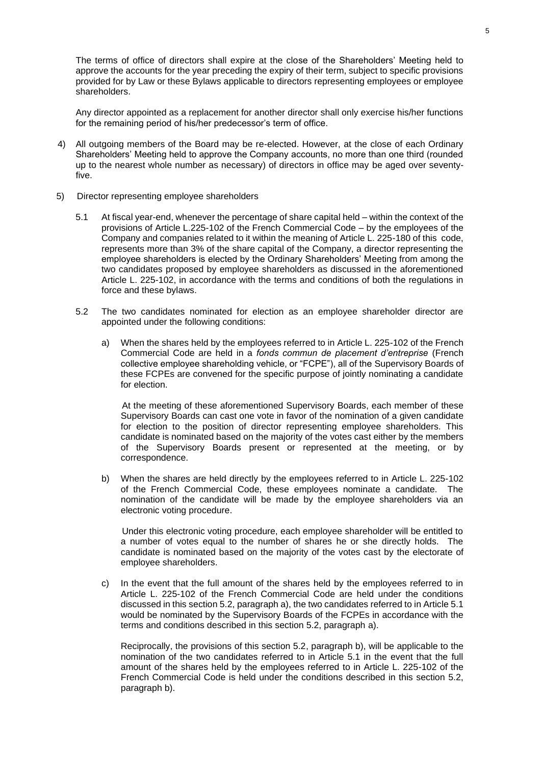The terms of office of directors shall expire at the close of the Shareholders' Meeting held to approve the accounts for the year preceding the expiry of their term, subject to specific provisions provided for by Law or these Bylaws applicable to directors representing employees or employee shareholders.

Any director appointed as a replacement for another director shall only exercise his/her functions for the remaining period of his/her predecessor's term of office.

4) All outgoing members of the Board may be re-elected. However, at the close of each Ordinary Shareholders' Meeting held to approve the Company accounts, no more than one third (rounded up to the nearest whole number as necessary) of directors in office may be aged over seventy-five.

5) Director representing employee shareholders

   5.1 At fiscal year-end, whenever the percentage of share capital held – within the context of the provisions of Article L.225-102 of the French Commercial Code – by the employees of the Company and companies related to it within the meaning of Article L. 225-180 of this code, represents more than 3% of the share capital of the Company, a director representing the employee shareholders is elected by the Ordinary Shareholders' Meeting from among the two candidates proposed by employee shareholders as discussed in the aforementioned Article L. 225-102, in accordance with the terms and conditions of both the regulations in force and these bylaws.

   5.2 The two candidates nominated for election as an employee shareholder director are appointed under the following conditions:

      a) When the shares held by the employees referred to in Article L. 225-102 of the French Commercial Code are held in a *fonds commun de placement d'entreprise* (French collective employee shareholding vehicle, or "FCPE"), all of the Supervisory Boards of these FCPEs are convened for the specific purpose of jointly nominating a candidate for election.

         At the meeting of these aforementioned Supervisory Boards, each member of these Supervisory Boards can cast one vote in favor of the nomination of a given candidate for election to the position of director representing employee shareholders. This candidate is nominated based on the majority of the votes cast either by the members of the Supervisory Boards present or represented at the meeting, or by correspondence.

      b) When the shares are held directly by the employees referred to in Article L. 225-102 of the French Commercial Code, these employees nominate a candidate. The nomination of the candidate will be made by the employee shareholders via an electronic voting procedure.

         Under this electronic voting procedure, each employee shareholder will be entitled to a number of votes equal to the number of shares he or she directly holds. The candidate is nominated based on the majority of the votes cast by the electorate of employee shareholders.

      c) In the event that the full amount of the shares held by the employees referred to in Article L. 225-102 of the French Commercial Code are held under the conditions discussed in this section 5.2, paragraph a), the two candidates referred to in Article 5.1 would be nominated by the Supervisory Boards of the FCPEs in accordance with the terms and conditions described in this section 5.2, paragraph a).

         Reciprocally, the provisions of this section 5.2, paragraph b), will be applicable to the nomination of the two candidates referred to in Article 5.1 in the event that the full amount of the shares held by the employees referred to in Article L. 225-102 of the French Commercial Code is held under the conditions described in this section 5.2, paragraph b).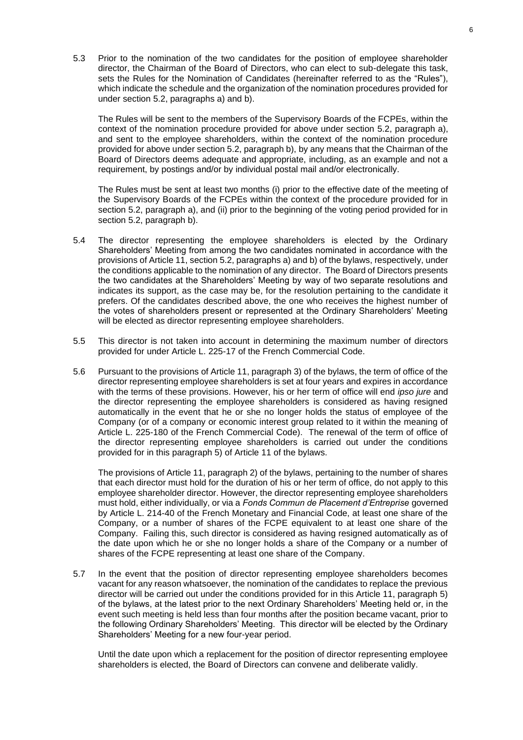5.3 Prior to the nomination of the two candidates for the position of employee shareholder director, the Chairman of the Board of Directors, who can elect to sub-delegate this task, sets the Rules for the Nomination of Candidates (hereinafter referred to as the "Rules"), which indicate the schedule and the organization of the nomination procedures provided for under section 5.2, paragraphs a) and b).

The Rules will be sent to the members of the Supervisory Boards of the FCPEs, within the context of the nomination procedure provided for above under section 5.2, paragraph a), and sent to the employee shareholders, within the context of the nomination procedure provided for above under section 5.2, paragraph b), by any means that the Chairman of the Board of Directors deems adequate and appropriate, including, as an example and not a requirement, by postings and/or by individual postal mail and/or electronically.

The Rules must be sent at least two months (i) prior to the effective date of the meeting of the Supervisory Boards of the FCPEs within the context of the procedure provided for in section 5.2, paragraph a), and (ii) prior to the beginning of the voting period provided for in section 5.2, paragraph b).

5.4 The director representing the employee shareholders is elected by the Ordinary Shareholders' Meeting from among the two candidates nominated in accordance with the provisions of Article 11, section 5.2, paragraphs a) and b) of the bylaws, respectively, under the conditions applicable to the nomination of any director. The Board of Directors presents the two candidates at the Shareholders' Meeting by way of two separate resolutions and indicates its support, as the case may be, for the resolution pertaining to the candidate it prefers. Of the candidates described above, the one who receives the highest number of the votes of shareholders present or represented at the Ordinary Shareholders' Meeting will be elected as director representing employee shareholders.

5.5 This director is not taken into account in determining the maximum number of directors provided for under Article L. 225-17 of the French Commercial Code.

5.6 Pursuant to the provisions of Article 11, paragraph 3) of the bylaws, the term of office of the director representing employee shareholders is set at four years and expires in accordance with the terms of these provisions. However, his or her term of office will end *ipso jure* and the director representing the employee shareholders is considered as having resigned automatically in the event that he or she no longer holds the status of employee of the Company (or of a company or economic interest group related to it within the meaning of Article L. 225-180 of the French Commercial Code). The renewal of the term of office of the director representing employee shareholders is carried out under the conditions provided for in this paragraph 5) of Article 11 of the bylaws.

The provisions of Article 11, paragraph 2) of the bylaws, pertaining to the number of shares that each director must hold for the duration of his or her term of office, do not apply to this employee shareholder director. However, the director representing employee shareholders must hold, either individually, or via a *Fonds Commun de Placement d'Entreprise* governed by Article L. 214-40 of the French Monetary and Financial Code, at least one share of the Company, or a number of shares of the FCPE equivalent to at least one share of the Company. Failing this, such director is considered as having resigned automatically as of the date upon which he or she no longer holds a share of the Company or a number of shares of the FCPE representing at least one share of the Company.

5.7 In the event that the position of director representing employee shareholders becomes vacant for any reason whatsoever, the nomination of the candidates to replace the previous director will be carried out under the conditions provided for in this Article 11, paragraph 5) of the bylaws, at the latest prior to the next Ordinary Shareholders' Meeting held or, in the event such meeting is held less than four months after the position became vacant, prior to the following Ordinary Shareholders' Meeting. This director will be elected by the Ordinary Shareholders' Meeting for a new four-year period.

Until the date upon which a replacement for the position of director representing employee shareholders is elected, the Board of Directors can convene and deliberate validly.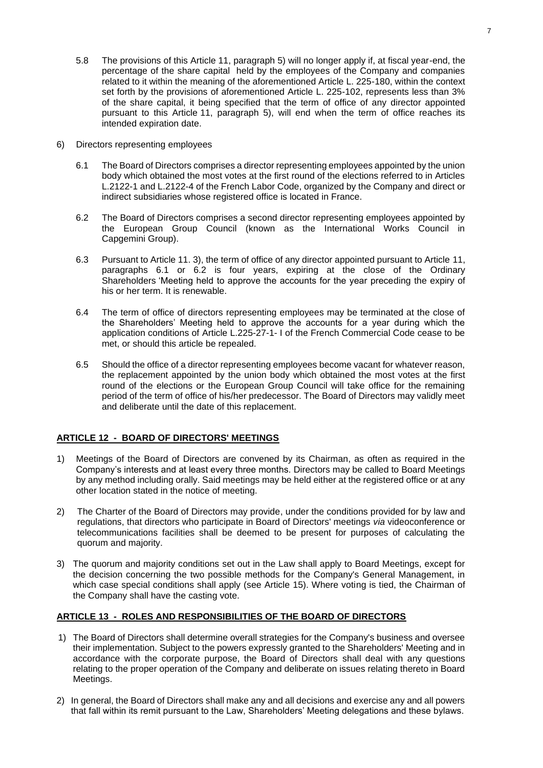5.8 The provisions of this Article 11, paragraph 5) will no longer apply if, at fiscal year-end, the percentage of the share capital held by the employees of the Company and companies related to it within the meaning of the aforementioned Article L. 225-180, within the context set forth by the provisions of aforementioned Article L. 225-102, represents less than 3% of the share capital, it being specified that the term of office of any director appointed pursuant to this Article 11, paragraph 5), will end when the term of office reaches its intended expiration date.

6) Directors representing employees

6.1 The Board of Directors comprises a director representing employees appointed by the union body which obtained the most votes at the first round of the elections referred to in Articles L.2122-1 and L.2122-4 of the French Labor Code, organized by the Company and direct or indirect subsidiaries whose registered office is located in France.

6.2 The Board of Directors comprises a second director representing employees appointed by the European Group Council (known as the International Works Council in Capgemini Group).

6.3 Pursuant to Article 11. 3), the term of office of any director appointed pursuant to Article 11, paragraphs 6.1 or 6.2 is four years, expiring at the close of the Ordinary Shareholders 'Meeting held to approve the accounts for the year preceding the expiry of his or her term. It is renewable.

6.4 The term of office of directors representing employees may be terminated at the close of the Shareholders' Meeting held to approve the accounts for a year during which the application conditions of Article L.225-27-1- I of the French Commercial Code cease to be met, or should this article be repealed.

6.5 Should the office of a director representing employees become vacant for whatever reason, the replacement appointed by the union body which obtained the most votes at the first round of the elections or the European Group Council will take office for the remaining period of the term of office of his/her predecessor. The Board of Directors may validly meet and deliberate until the date of this replacement.

## ARTICLE 12 - BOARD OF DIRECTORS' MEETINGS

1) Meetings of the Board of Directors are convened by its Chairman, as often as required in the Company's interests and at least every three months. Directors may be called to Board Meetings by any method including orally. Said meetings may be held either at the registered office or at any other location stated in the notice of meeting.

2) The Charter of the Board of Directors may provide, under the conditions provided for by law and regulations, that directors who participate in Board of Directors' meetings *via* videoconference or telecommunications facilities shall be deemed to be present for purposes of calculating the quorum and majority.

3) The quorum and majority conditions set out in the Law shall apply to Board Meetings, except for the decision concerning the two possible methods for the Company's General Management, in which case special conditions shall apply (see Article 15). Where voting is tied, the Chairman of the Company shall have the casting vote.

## ARTICLE 13 - ROLES AND RESPONSIBILITIES OF THE BOARD OF DIRECTORS

1) The Board of Directors shall determine overall strategies for the Company's business and oversee their implementation. Subject to the powers expressly granted to the Shareholders' Meeting and in accordance with the corporate purpose, the Board of Directors shall deal with any questions relating to the proper operation of the Company and deliberate on issues relating thereto in Board Meetings.

2) In general, the Board of Directors shall make any and all decisions and exercise any and all powers that fall within its remit pursuant to the Law, Shareholders' Meeting delegations and these bylaws.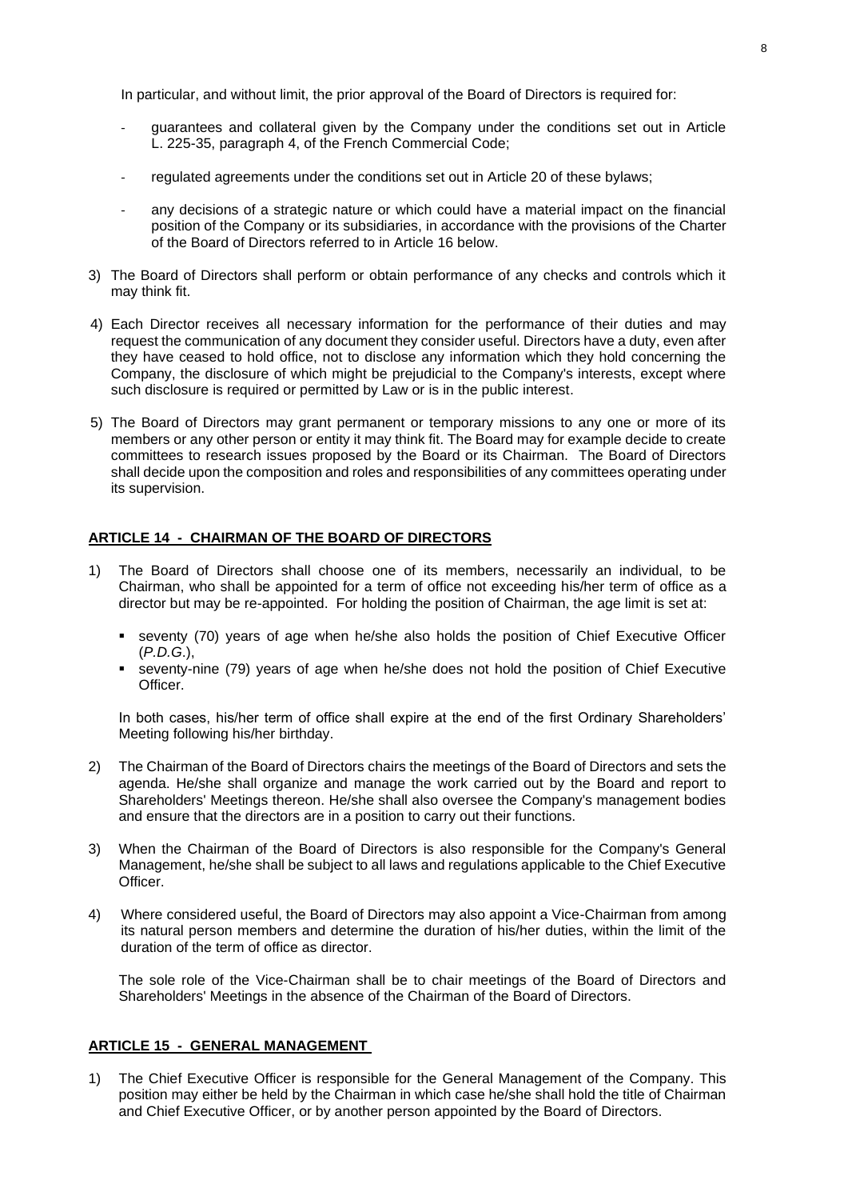In particular, and without limit, the prior approval of the Board of Directors is required for:

- guarantees and collateral given by the Company under the conditions set out in Article L. 225-35, paragraph 4, of the French Commercial Code;
- regulated agreements under the conditions set out in Article 20 of these bylaws;
- any decisions of a strategic nature or which could have a material impact on the financial position of the Company or its subsidiaries, in accordance with the provisions of the Charter of the Board of Directors referred to in Article 16 below.

3) The Board of Directors shall perform or obtain performance of any checks and controls which it may think fit.

4) Each Director receives all necessary information for the performance of their duties and may request the communication of any document they consider useful. Directors have a duty, even after they have ceased to hold office, not to disclose any information which they hold concerning the Company, the disclosure of which might be prejudicial to the Company's interests, except where such disclosure is required or permitted by Law or is in the public interest.

5) The Board of Directors may grant permanent or temporary missions to any one or more of its members or any other person or entity it may think fit. The Board may for example decide to create committees to research issues proposed by the Board or its Chairman. The Board of Directors shall decide upon the composition and roles and responsibilities of any committees operating under its supervision.

## ARTICLE 14 - CHAIRMAN OF THE BOARD OF DIRECTORS

1) The Board of Directors shall choose one of its members, necessarily an individual, to be Chairman, who shall be appointed for a term of office not exceeding his/her term of office as a director but may be re-appointed. For holding the position of Chairman, the age limit is set at:

   - seventy (70) years of age when he/she also holds the position of Chief Executive Officer (*P.D.G.*),
   - seventy-nine (79) years of age when he/she does not hold the position of Chief Executive Officer.

   In both cases, his/her term of office shall expire at the end of the first Ordinary Shareholders' Meeting following his/her birthday.

2) The Chairman of the Board of Directors chairs the meetings of the Board of Directors and sets the agenda. He/she shall organize and manage the work carried out by the Board and report to Shareholders' Meetings thereon. He/she shall also oversee the Company's management bodies and ensure that the directors are in a position to carry out their functions.

3) When the Chairman of the Board of Directors is also responsible for the Company's General Management, he/she shall be subject to all laws and regulations applicable to the Chief Executive Officer.

4) Where considered useful, the Board of Directors may also appoint a Vice-Chairman from among its natural person members and determine the duration of his/her duties, within the limit of the duration of the term of office as director.

   The sole role of the Vice-Chairman shall be to chair meetings of the Board of Directors and Shareholders' Meetings in the absence of the Chairman of the Board of Directors.

## ARTICLE 15 - GENERAL MANAGEMENT

1) The Chief Executive Officer is responsible for the General Management of the Company. This position may either be held by the Chairman in which case he/she shall hold the title of Chairman and Chief Executive Officer, or by another person appointed by the Board of Directors.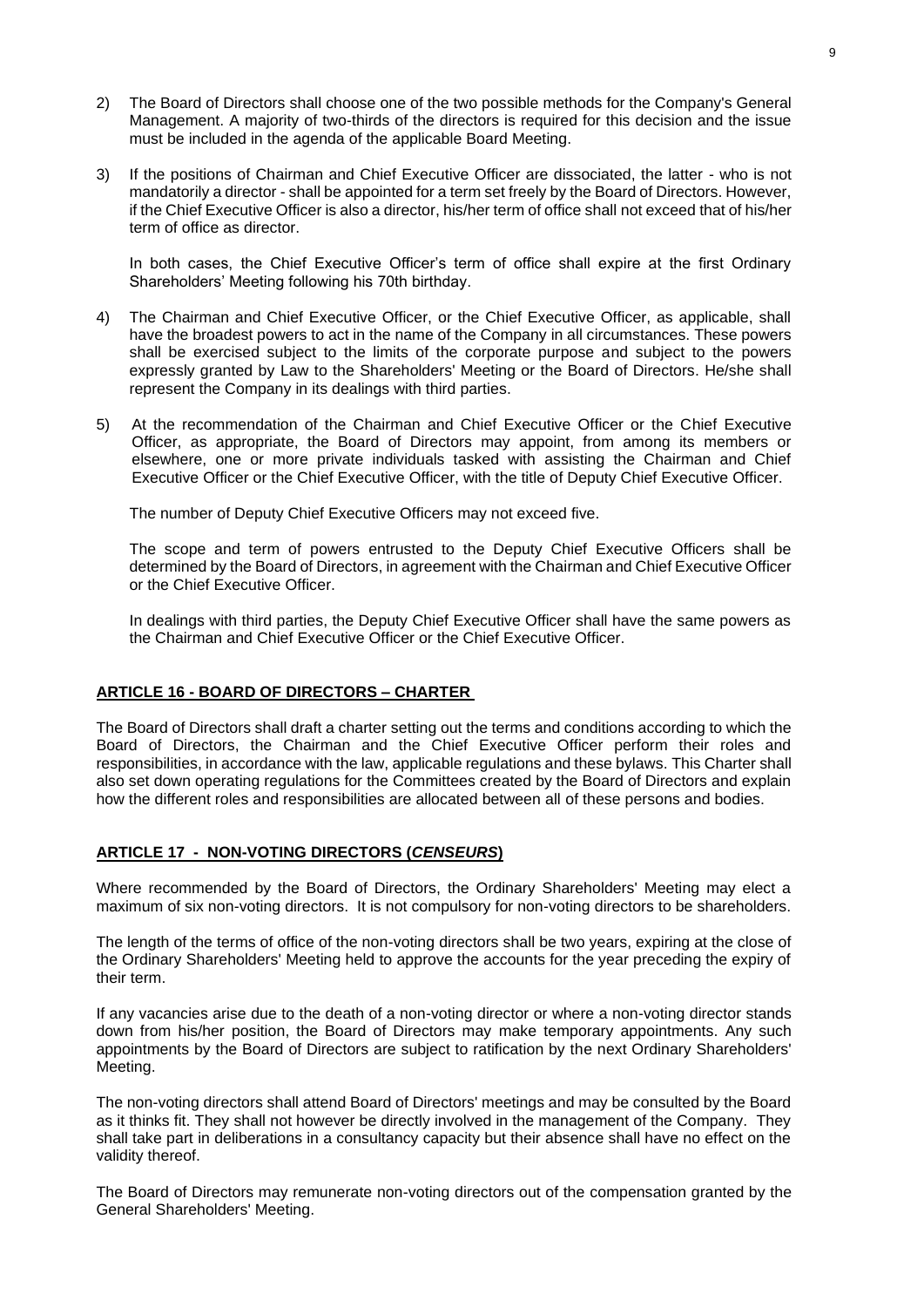2) The Board of Directors shall choose one of the two possible methods for the Company's General Management. A majority of two-thirds of the directors is required for this decision and the issue must be included in the agenda of the applicable Board Meeting.

3) If the positions of Chairman and Chief Executive Officer are dissociated, the latter - who is not mandatorily a director - shall be appointed for a term set freely by the Board of Directors. However, if the Chief Executive Officer is also a director, his/her term of office shall not exceed that of his/her term of office as director.

   In both cases, the Chief Executive Officer's term of office shall expire at the first Ordinary Shareholders' Meeting following his 70th birthday.

4) The Chairman and Chief Executive Officer, or the Chief Executive Officer, as applicable, shall have the broadest powers to act in the name of the Company in all circumstances. These powers shall be exercised subject to the limits of the corporate purpose and subject to the powers expressly granted by Law to the Shareholders' Meeting or the Board of Directors. He/she shall represent the Company in its dealings with third parties.

5) At the recommendation of the Chairman and Chief Executive Officer or the Chief Executive Officer, as appropriate, the Board of Directors may appoint, from among its members or elsewhere, one or more private individuals tasked with assisting the Chairman and Chief Executive Officer or the Chief Executive Officer, with the title of Deputy Chief Executive Officer.

   The number of Deputy Chief Executive Officers may not exceed five.

   The scope and term of powers entrusted to the Deputy Chief Executive Officers shall be determined by the Board of Directors, in agreement with the Chairman and Chief Executive Officer or the Chief Executive Officer.

   In dealings with third parties, the Deputy Chief Executive Officer shall have the same powers as the Chairman and Chief Executive Officer or the Chief Executive Officer.

## ARTICLE 16 - BOARD OF DIRECTORS – CHARTER

The Board of Directors shall draft a charter setting out the terms and conditions according to which the Board of Directors, the Chairman and the Chief Executive Officer perform their roles and responsibilities, in accordance with the law, applicable regulations and these bylaws. This Charter shall also set down operating regulations for the Committees created by the Board of Directors and explain how the different roles and responsibilities are allocated between all of these persons and bodies.

## ARTICLE 17 - NON-VOTING DIRECTORS (*CENSEURS*)

Where recommended by the Board of Directors, the Ordinary Shareholders' Meeting may elect a maximum of six non-voting directors. It is not compulsory for non-voting directors to be shareholders.

The length of the terms of office of the non-voting directors shall be two years, expiring at the close of the Ordinary Shareholders' Meeting held to approve the accounts for the year preceding the expiry of their term.

If any vacancies arise due to the death of a non-voting director or where a non-voting director stands down from his/her position, the Board of Directors may make temporary appointments. Any such appointments by the Board of Directors are subject to ratification by the next Ordinary Shareholders' Meeting.

The non-voting directors shall attend Board of Directors' meetings and may be consulted by the Board as it thinks fit. They shall not however be directly involved in the management of the Company. They shall take part in deliberations in a consultancy capacity but their absence shall have no effect on the validity thereof.

The Board of Directors may remunerate non-voting directors out of the compensation granted by the General Shareholders' Meeting.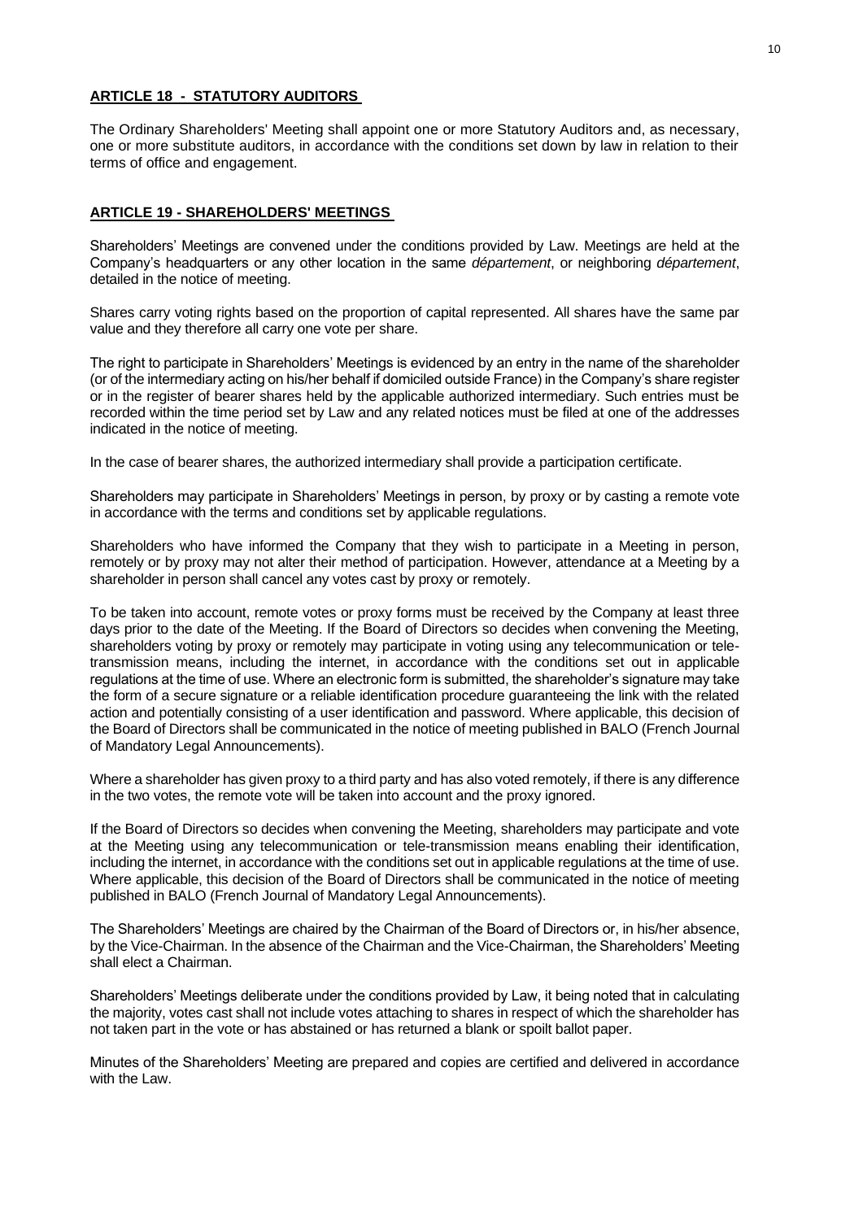## ARTICLE 18 - STATUTORY AUDITORS

The Ordinary Shareholders' Meeting shall appoint one or more Statutory Auditors and, as necessary, one or more substitute auditors, in accordance with the conditions set down by law in relation to their terms of office and engagement.

## ARTICLE 19 - SHAREHOLDERS' MEETINGS

Shareholders' Meetings are convened under the conditions provided by Law. Meetings are held at the Company's headquarters or any other location in the same *département*, or neighboring *département*, detailed in the notice of meeting.

Shares carry voting rights based on the proportion of capital represented. All shares have the same par value and they therefore all carry one vote per share.

The right to participate in Shareholders' Meetings is evidenced by an entry in the name of the shareholder (or of the intermediary acting on his/her behalf if domiciled outside France) in the Company's share register or in the register of bearer shares held by the applicable authorized intermediary. Such entries must be recorded within the time period set by Law and any related notices must be filed at one of the addresses indicated in the notice of meeting.

In the case of bearer shares, the authorized intermediary shall provide a participation certificate.

Shareholders may participate in Shareholders' Meetings in person, by proxy or by casting a remote vote in accordance with the terms and conditions set by applicable regulations.

Shareholders who have informed the Company that they wish to participate in a Meeting in person, remotely or by proxy may not alter their method of participation. However, attendance at a Meeting by a shareholder in person shall cancel any votes cast by proxy or remotely.

To be taken into account, remote votes or proxy forms must be received by the Company at least three days prior to the date of the Meeting. If the Board of Directors so decides when convening the Meeting, shareholders voting by proxy or remotely may participate in voting using any telecommunication or tele-transmission means, including the internet, in accordance with the conditions set out in applicable regulations at the time of use. Where an electronic form is submitted, the shareholder's signature may take the form of a secure signature or a reliable identification procedure guaranteeing the link with the related action and potentially consisting of a user identification and password. Where applicable, this decision of the Board of Directors shall be communicated in the notice of meeting published in BALO (French Journal of Mandatory Legal Announcements).

Where a shareholder has given proxy to a third party and has also voted remotely, if there is any difference in the two votes, the remote vote will be taken into account and the proxy ignored.

If the Board of Directors so decides when convening the Meeting, shareholders may participate and vote at the Meeting using any telecommunication or tele-transmission means enabling their identification, including the internet, in accordance with the conditions set out in applicable regulations at the time of use. Where applicable, this decision of the Board of Directors shall be communicated in the notice of meeting published in BALO (French Journal of Mandatory Legal Announcements).

The Shareholders' Meetings are chaired by the Chairman of the Board of Directors or, in his/her absence, by the Vice-Chairman. In the absence of the Chairman and the Vice-Chairman, the Shareholders' Meeting shall elect a Chairman.

Shareholders' Meetings deliberate under the conditions provided by Law, it being noted that in calculating the majority, votes cast shall not include votes attaching to shares in respect of which the shareholder has not taken part in the vote or has abstained or has returned a blank or spoilt ballot paper.

Minutes of the Shareholders' Meeting are prepared and copies are certified and delivered in accordance with the Law.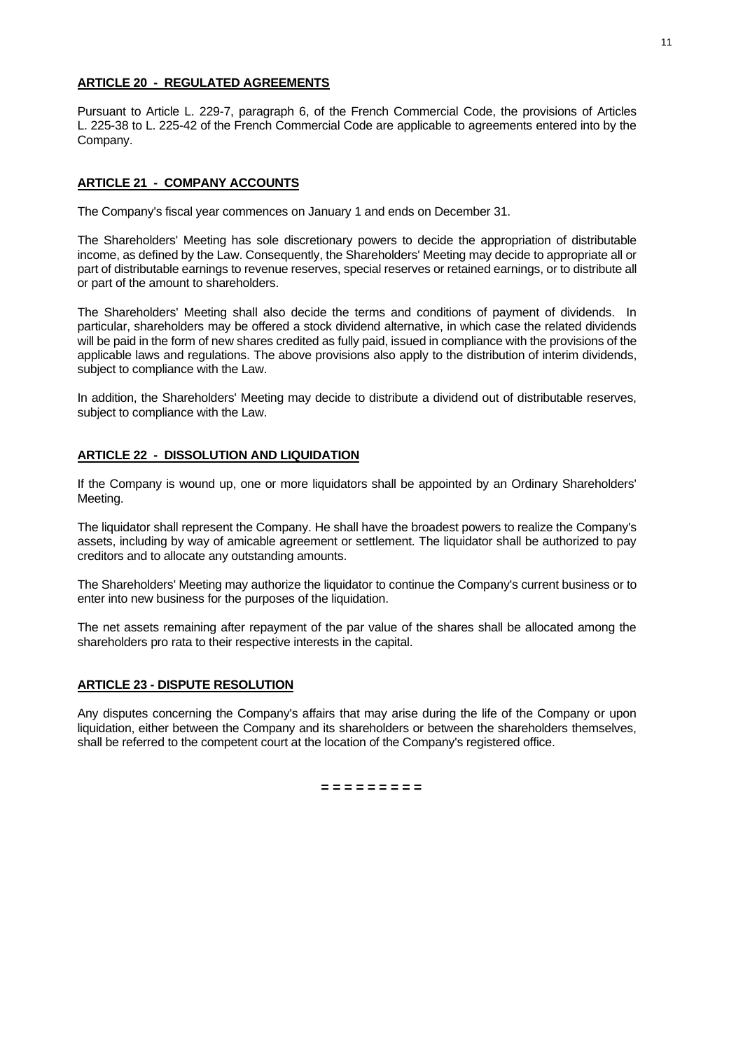## ARTICLE 20 - REGULATED AGREEMENTS

Pursuant to Article L. 229-7, paragraph 6, of the French Commercial Code, the provisions of Articles L. 225-38 to L. 225-42 of the French Commercial Code are applicable to agreements entered into by the Company.

## ARTICLE 21 - COMPANY ACCOUNTS

The Company's fiscal year commences on January 1 and ends on December 31.

The Shareholders' Meeting has sole discretionary powers to decide the appropriation of distributable income, as defined by the Law. Consequently, the Shareholders' Meeting may decide to appropriate all or part of distributable earnings to revenue reserves, special reserves or retained earnings, or to distribute all or part of the amount to shareholders.

The Shareholders' Meeting shall also decide the terms and conditions of payment of dividends. In particular, shareholders may be offered a stock dividend alternative, in which case the related dividends will be paid in the form of new shares credited as fully paid, issued in compliance with the provisions of the applicable laws and regulations. The above provisions also apply to the distribution of interim dividends, subject to compliance with the Law.

In addition, the Shareholders' Meeting may decide to distribute a dividend out of distributable reserves, subject to compliance with the Law.

## ARTICLE 22 - DISSOLUTION AND LIQUIDATION

If the Company is wound up, one or more liquidators shall be appointed by an Ordinary Shareholders' Meeting.

The liquidator shall represent the Company. He shall have the broadest powers to realize the Company's assets, including by way of amicable agreement or settlement. The liquidator shall be authorized to pay creditors and to allocate any outstanding amounts.

The Shareholders' Meeting may authorize the liquidator to continue the Company's current business or to enter into new business for the purposes of the liquidation.

The net assets remaining after repayment of the par value of the shares shall be allocated among the shareholders pro rata to their respective interests in the capital.

## ARTICLE 23 - DISPUTE RESOLUTION

Any disputes concerning the Company's affairs that may arise during the life of the Company or upon liquidation, either between the Company and its shareholders or between the shareholders themselves, shall be referred to the competent court at the location of the Company's registered office.

= = = = = = = = =